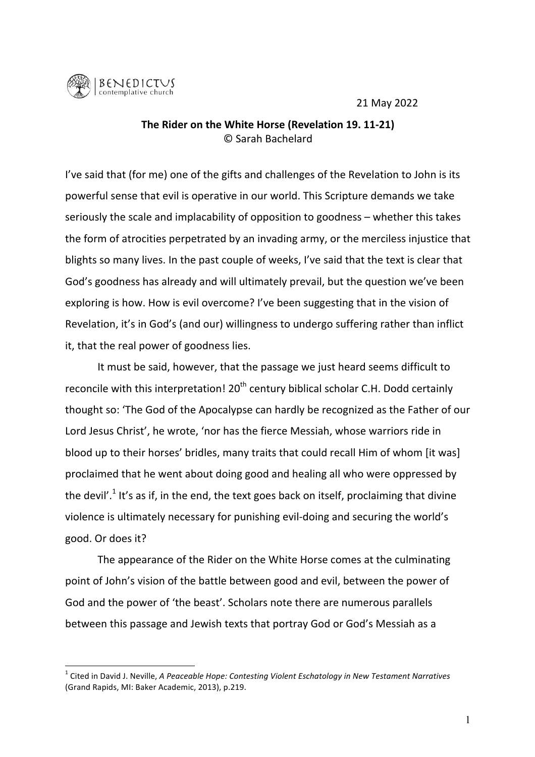BENEDICTUS
contemplative church

21 May 2022

**The Rider on the White Horse (Revelation 19. 11-21)**
© Sarah Bachelard

I've said that (for me) one of the gifts and challenges of the Revelation to John is its powerful sense that evil is operative in our world. This Scripture demands we take seriously the scale and implacability of opposition to goodness – whether this takes the form of atrocities perpetrated by an invading army, or the merciless injustice that blights so many lives. In the past couple of weeks, I've said that the text is clear that God's goodness has already and will ultimately prevail, but the question we've been exploring is how. How is evil overcome? I've been suggesting that in the vision of Revelation, it's in God's (and our) willingness to undergo suffering rather than inflict it, that the real power of goodness lies.

It must be said, however, that the passage we just heard seems difficult to reconcile with this interpretation! 20th century biblical scholar C.H. Dodd certainly thought so: 'The God of the Apocalypse can hardly be recognized as the Father of our Lord Jesus Christ', he wrote, 'nor has the fierce Messiah, whose warriors ride in blood up to their horses' bridles, many traits that could recall Him of whom [it was] proclaimed that he went about doing good and healing all who were oppressed by the devil'.[1] It's as if, in the end, the text goes back on itself, proclaiming that divine violence is ultimately necessary for punishing evil-doing and securing the world's good. Or does it?

The appearance of the Rider on the White Horse comes at the culminating point of John's vision of the battle between good and evil, between the power of God and the power of 'the beast'. Scholars note there are numerous parallels between this passage and Jewish texts that portray God or God's Messiah as a

---

[1] Cited in David J. Neville, *A Peaceable Hope: Contesting Violent Eschatology in New Testament Narratives* (Grand Rapids, MI: Baker Academic, 2013), p.219.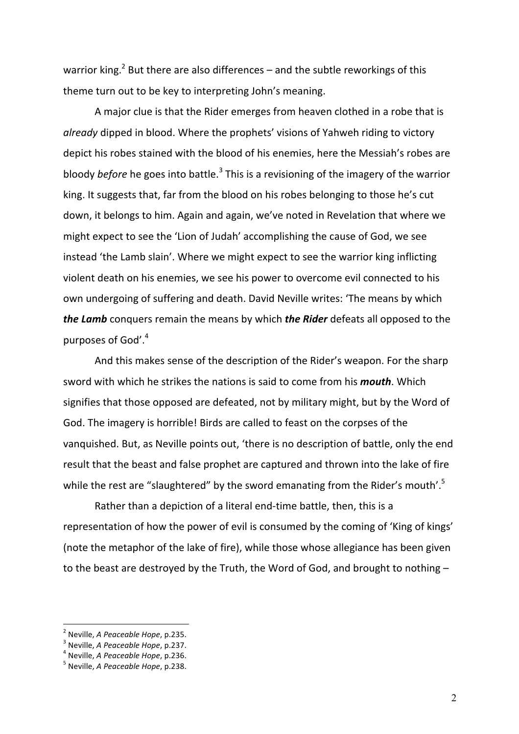warrior king.[2] But there are also differences – and the subtle reworkings of this theme turn out to be key to interpreting John's meaning.

A major clue is that the Rider emerges from heaven clothed in a robe that is *already* dipped in blood. Where the prophets' visions of Yahweh riding to victory depict his robes stained with the blood of his enemies, here the Messiah's robes are bloody *before* he goes into battle.[3] This is a revisioning of the imagery of the warrior king. It suggests that, far from the blood on his robes belonging to those he's cut down, it belongs to him. Again and again, we've noted in Revelation that where we might expect to see the 'Lion of Judah' accomplishing the cause of God, we see instead 'the Lamb slain'. Where we might expect to see the warrior king inflicting violent death on his enemies, we see his power to overcome evil connected to his own undergoing of suffering and death. David Neville writes: 'The means by which ***the Lamb*** conquers remain the means by which ***the Rider*** defeats all opposed to the purposes of God'.[4]

And this makes sense of the description of the Rider's weapon. For the sharp sword with which he strikes the nations is said to come from his ***mouth***. Which signifies that those opposed are defeated, not by military might, but by the Word of God. The imagery is horrible! Birds are called to feast on the corpses of the vanquished. But, as Neville points out, 'there is no description of battle, only the end result that the beast and false prophet are captured and thrown into the lake of fire while the rest are "slaughtered" by the sword emanating from the Rider's mouth'.[5]

Rather than a depiction of a literal end-time battle, then, this is a representation of how the power of evil is consumed by the coming of 'King of kings' (note the metaphor of the lake of fire), while those whose allegiance has been given to the beast are destroyed by the Truth, the Word of God, and brought to nothing –

---

[2] Neville, *A Peaceable Hope*, p.235.
[3] Neville, *A Peaceable Hope*, p.237.
[4] Neville, *A Peaceable Hope*, p.236.
[5] Neville, *A Peaceable Hope*, p.238.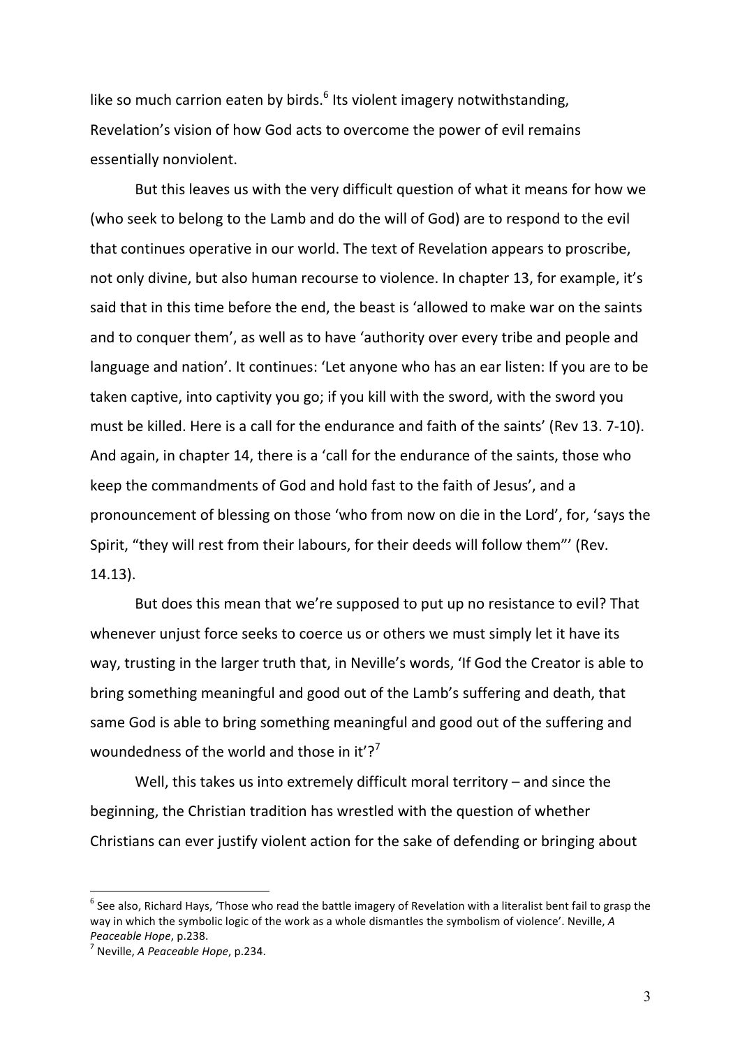like so much carrion eaten by birds.[6] Its violent imagery notwithstanding, Revelation's vision of how God acts to overcome the power of evil remains essentially nonviolent.

But this leaves us with the very difficult question of what it means for how we (who seek to belong to the Lamb and do the will of God) are to respond to the evil that continues operative in our world. The text of Revelation appears to proscribe, not only divine, but also human recourse to violence. In chapter 13, for example, it's said that in this time before the end, the beast is 'allowed to make war on the saints and to conquer them', as well as to have 'authority over every tribe and people and language and nation'. It continues: 'Let anyone who has an ear listen: If you are to be taken captive, into captivity you go; if you kill with the sword, with the sword you must be killed. Here is a call for the endurance and faith of the saints' (Rev 13. 7-10). And again, in chapter 14, there is a 'call for the endurance of the saints, those who keep the commandments of God and hold fast to the faith of Jesus', and a pronouncement of blessing on those 'who from now on die in the Lord', for, 'says the Spirit, "they will rest from their labours, for their deeds will follow them"' (Rev. 14.13).

But does this mean that we're supposed to put up no resistance to evil? That whenever unjust force seeks to coerce us or others we must simply let it have its way, trusting in the larger truth that, in Neville's words, 'If God the Creator is able to bring something meaningful and good out of the Lamb's suffering and death, that same God is able to bring something meaningful and good out of the suffering and woundedness of the world and those in it'?[7]

Well, this takes us into extremely difficult moral territory – and since the beginning, the Christian tradition has wrestled with the question of whether Christians can ever justify violent action for the sake of defending or bringing about

---

[6] See also, Richard Hays, 'Those who read the battle imagery of Revelation with a literalist bent fail to grasp the way in which the symbolic logic of the work as a whole dismantles the symbolism of violence'. Neville, *A Peaceable Hope*, p.238.

[7] Neville, *A Peaceable Hope*, p.234.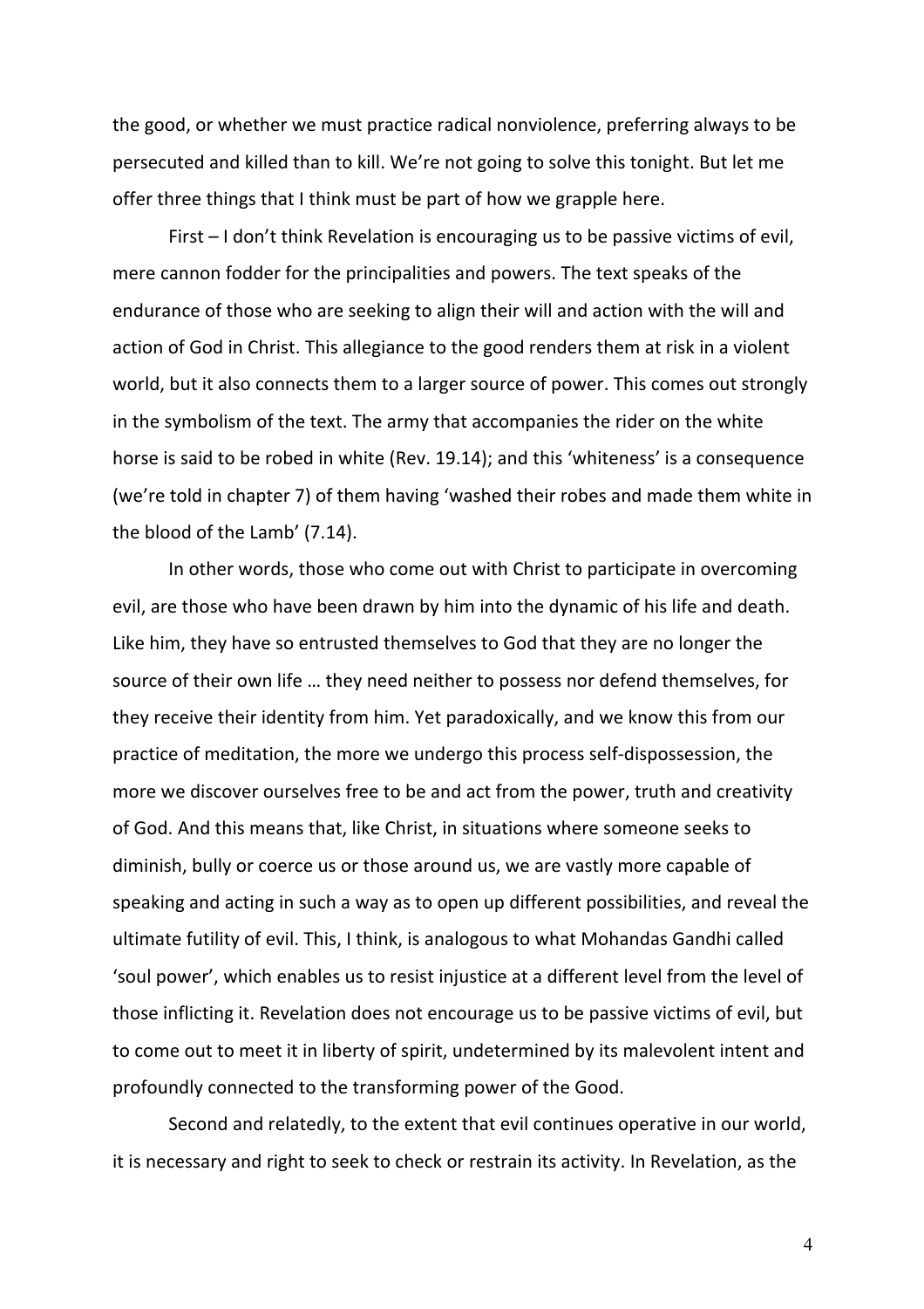the good, or whether we must practice radical nonviolence, preferring always to be persecuted and killed than to kill. We're not going to solve this tonight. But let me offer three things that I think must be part of how we grapple here.

First – I don't think Revelation is encouraging us to be passive victims of evil, mere cannon fodder for the principalities and powers. The text speaks of the endurance of those who are seeking to align their will and action with the will and action of God in Christ. This allegiance to the good renders them at risk in a violent world, but it also connects them to a larger source of power. This comes out strongly in the symbolism of the text. The army that accompanies the rider on the white horse is said to be robed in white (Rev. 19.14); and this 'whiteness' is a consequence (we're told in chapter 7) of them having 'washed their robes and made them white in the blood of the Lamb' (7.14).

In other words, those who come out with Christ to participate in overcoming evil, are those who have been drawn by him into the dynamic of his life and death. Like him, they have so entrusted themselves to God that they are no longer the source of their own life … they need neither to possess nor defend themselves, for they receive their identity from him. Yet paradoxically, and we know this from our practice of meditation, the more we undergo this process self-dispossession, the more we discover ourselves free to be and act from the power, truth and creativity of God. And this means that, like Christ, in situations where someone seeks to diminish, bully or coerce us or those around us, we are vastly more capable of speaking and acting in such a way as to open up different possibilities, and reveal the ultimate futility of evil. This, I think, is analogous to what Mohandas Gandhi called 'soul power', which enables us to resist injustice at a different level from the level of those inflicting it. Revelation does not encourage us to be passive victims of evil, but to come out to meet it in liberty of spirit, undetermined by its malevolent intent and profoundly connected to the transforming power of the Good.

Second and relatedly, to the extent that evil continues operative in our world, it is necessary and right to seek to check or restrain its activity. In Revelation, as the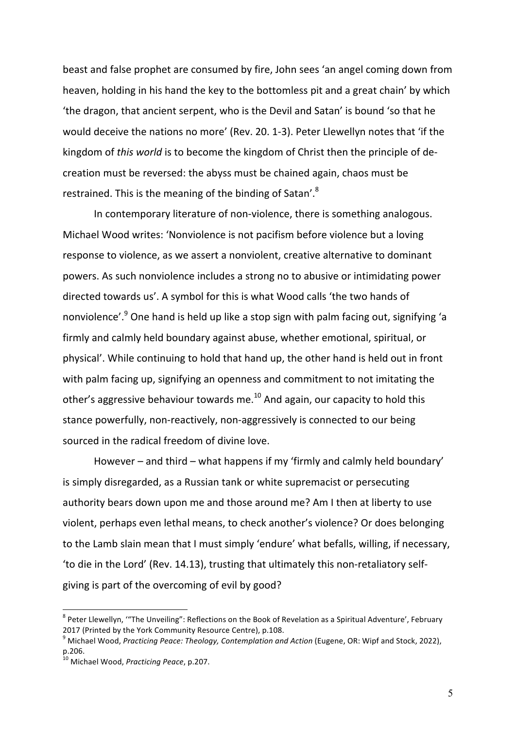beast and false prophet are consumed by fire, John sees 'an angel coming down from heaven, holding in his hand the key to the bottomless pit and a great chain' by which 'the dragon, that ancient serpent, who is the Devil and Satan' is bound 'so that he would deceive the nations no more' (Rev. 20. 1-3). Peter Llewellyn notes that 'if the kingdom of *this world* is to become the kingdom of Christ then the principle of de-creation must be reversed: the abyss must be chained again, chaos must be restrained. This is the meaning of the binding of Satan'.[8]

In contemporary literature of non-violence, there is something analogous. Michael Wood writes: 'Nonviolence is not pacifism before violence but a loving response to violence, as we assert a nonviolent, creative alternative to dominant powers. As such nonviolence includes a strong no to abusive or intimidating power directed towards us'. A symbol for this is what Wood calls 'the two hands of nonviolence'.[9] One hand is held up like a stop sign with palm facing out, signifying 'a firmly and calmly held boundary against abuse, whether emotional, spiritual, or physical'. While continuing to hold that hand up, the other hand is held out in front with palm facing up, signifying an openness and commitment to not imitating the other's aggressive behaviour towards me.[10] And again, our capacity to hold this stance powerfully, non-reactively, non-aggressively is connected to our being sourced in the radical freedom of divine love.

However – and third – what happens if my 'firmly and calmly held boundary' is simply disregarded, as a Russian tank or white supremacist or persecuting authority bears down upon me and those around me? Am I then at liberty to use violent, perhaps even lethal means, to check another's violence? Or does belonging to the Lamb slain mean that I must simply 'endure' what befalls, willing, if necessary, 'to die in the Lord' (Rev. 14.13), trusting that ultimately this non-retaliatory self-giving is part of the overcoming of evil by good?

---

[8] Peter Llewellyn, '"The Unveiling": Reflections on the Book of Revelation as a Spiritual Adventure', February 2017 (Printed by the York Community Resource Centre), p.108.

[9] Michael Wood, *Practicing Peace: Theology, Contemplation and Action* (Eugene, OR: Wipf and Stock, 2022), p.206.

[10] Michael Wood, *Practicing Peace*, p.207.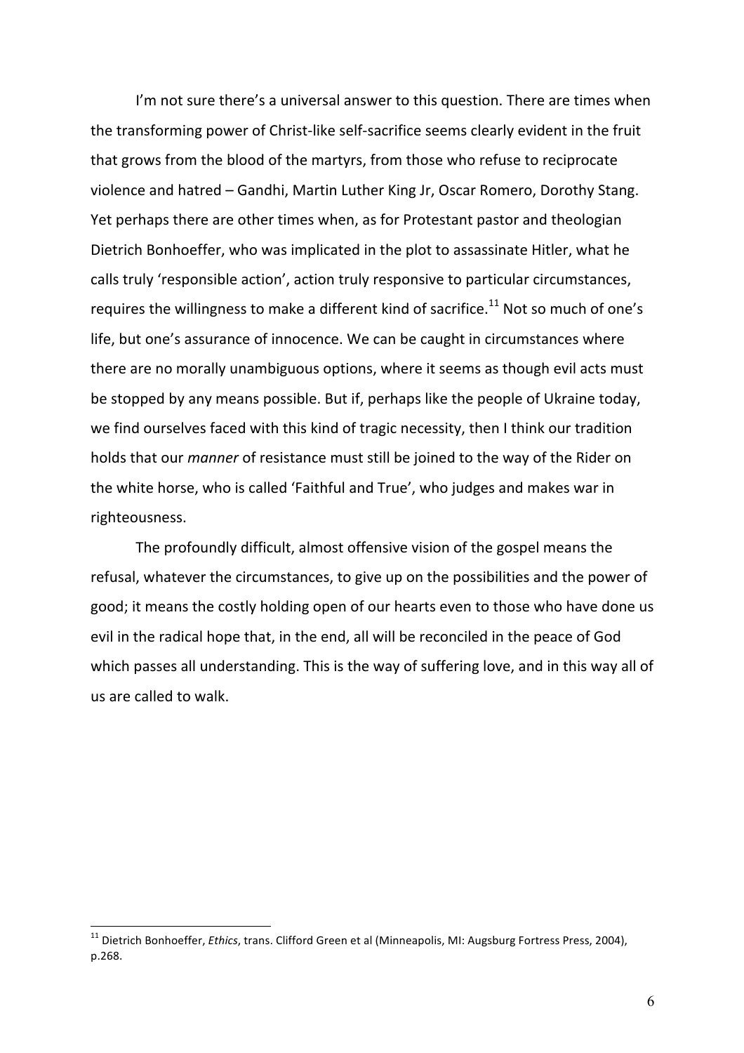I'm not sure there's a universal answer to this question. There are times when the transforming power of Christ-like self-sacrifice seems clearly evident in the fruit that grows from the blood of the martyrs, from those who refuse to reciprocate violence and hatred – Gandhi, Martin Luther King Jr, Oscar Romero, Dorothy Stang. Yet perhaps there are other times when, as for Protestant pastor and theologian Dietrich Bonhoeffer, who was implicated in the plot to assassinate Hitler, what he calls truly 'responsible action', action truly responsive to particular circumstances, requires the willingness to make a different kind of sacrifice.[11] Not so much of one's life, but one's assurance of innocence. We can be caught in circumstances where there are no morally unambiguous options, where it seems as though evil acts must be stopped by any means possible. But if, perhaps like the people of Ukraine today, we find ourselves faced with this kind of tragic necessity, then I think our tradition holds that our *manner* of resistance must still be joined to the way of the Rider on the white horse, who is called 'Faithful and True', who judges and makes war in righteousness.

The profoundly difficult, almost offensive vision of the gospel means the refusal, whatever the circumstances, to give up on the possibilities and the power of good; it means the costly holding open of our hearts even to those who have done us evil in the radical hope that, in the end, all will be reconciled in the peace of God which passes all understanding. This is the way of suffering love, and in this way all of us are called to walk.

---

[11] Dietrich Bonhoeffer, *Ethics*, trans. Clifford Green et al (Minneapolis, MI: Augsburg Fortress Press, 2004), p.268.